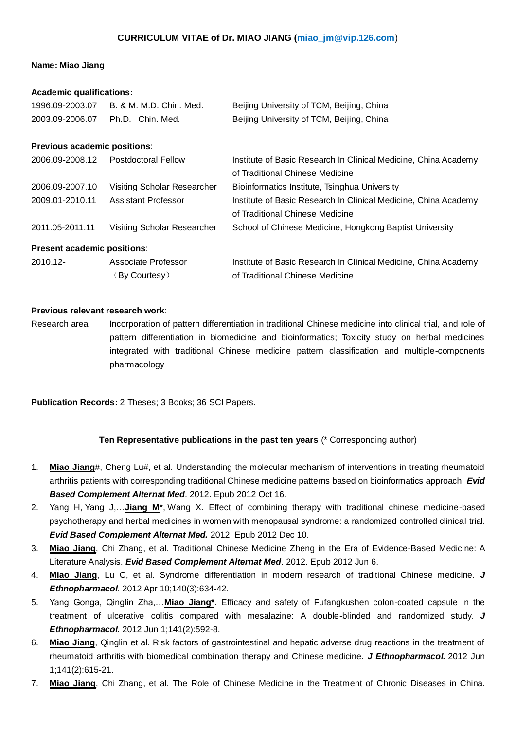**CURRICULUM VITAE of Dr. MIAO JIANG (miao_jm@vip.126.com)**

**Name: Miao Jiang**

**Academic qualifications:**

| | | |
|---|---|---|
| 1996.09-2003.07 | B. & M. M.D. Chin. Med. | Beijing University of TCM, Beijing, China |
| 2003.09-2006.07 | Ph.D. Chin. Med. | Beijing University of TCM, Beijing, China |

**Previous academic positions**:

| | | |
|---|---|---|
| 2006.09-2008.12 | Postdoctoral Fellow | Institute of Basic Research In Clinical Medicine, China Academy of Traditional Chinese Medicine |
| 2006.09-2007.10 | Visiting Scholar Researcher | Bioinformatics Institute, Tsinghua University |
| 2009.01-2010.11 | Assistant Professor | Institute of Basic Research In Clinical Medicine, China Academy of Traditional Chinese Medicine |
| 2011.05-2011.11 | Visiting Scholar Researcher | School of Chinese Medicine, Hongkong Baptist University |

**Present academic positions**:

| | | |
|---|---|---|
| 2010.12- | Associate Professor （By Courtesy） | Institute of Basic Research In Clinical Medicine, China Academy of Traditional Chinese Medicine |

**Previous relevant research work**:

Research area: Incorporation of pattern differentiation in traditional Chinese medicine into clinical trial, and role of pattern differentiation in biomedicine and bioinformatics; Toxicity study on herbal medicines integrated with traditional Chinese medicine pattern classification and multiple-components pharmacology

**Publication Records:** 2 Theses; 3 Books; 36 SCI Papers.

**Ten Representative publications in the past ten years** (* Corresponding author)

1. **Miao Jiang**#, Cheng Lu#, et al. Understanding the molecular mechanism of interventions in treating rheumatoid arthritis patients with corresponding traditional Chinese medicine patterns based on bioinformatics approach. ***Evid Based Complement Alternat Med***. 2012. Epub 2012 Oct 16.
2. Yang H, Yang J,…**Jiang M***, Wang X. Effect of combining therapy with traditional chinese medicine-based psychotherapy and herbal medicines in women with menopausal syndrome: a randomized controlled clinical trial. ***Evid Based Complement Alternat Med.*** 2012. Epub 2012 Dec 10.
3. **Miao Jiang**, Chi Zhang, et al. Traditional Chinese Medicine Zheng in the Era of Evidence-Based Medicine: A Literature Analysis. ***Evid Based Complement Alternat Med***. 2012. Epub 2012 Jun 6.
4. **Miao Jiang**, Lu C, et al. Syndrome differentiation in modern research of traditional Chinese medicine. ***J Ethnopharmacol***. 2012 Apr 10;140(3):634-42.
5. Yang Gonga, Qinglin Zha,…**Miao Jiang***. Efficacy and safety of Fufangkushen colon-coated capsule in the treatment of ulcerative colitis compared with mesalazine: A double-blinded and randomized study. ***J Ethnopharmacol.*** 2012 Jun 1;141(2):592-8.
6. **Miao Jiang**, Qinglin et al. Risk factors of gastrointestinal and hepatic adverse drug reactions in the treatment of rheumatoid arthritis with biomedical combination therapy and Chinese medicine. ***J Ethnopharmacol.*** 2012 Jun 1;141(2):615-21.
7. **Miao Jiang**, Chi Zhang, et al. The Role of Chinese Medicine in the Treatment of Chronic Diseases in China.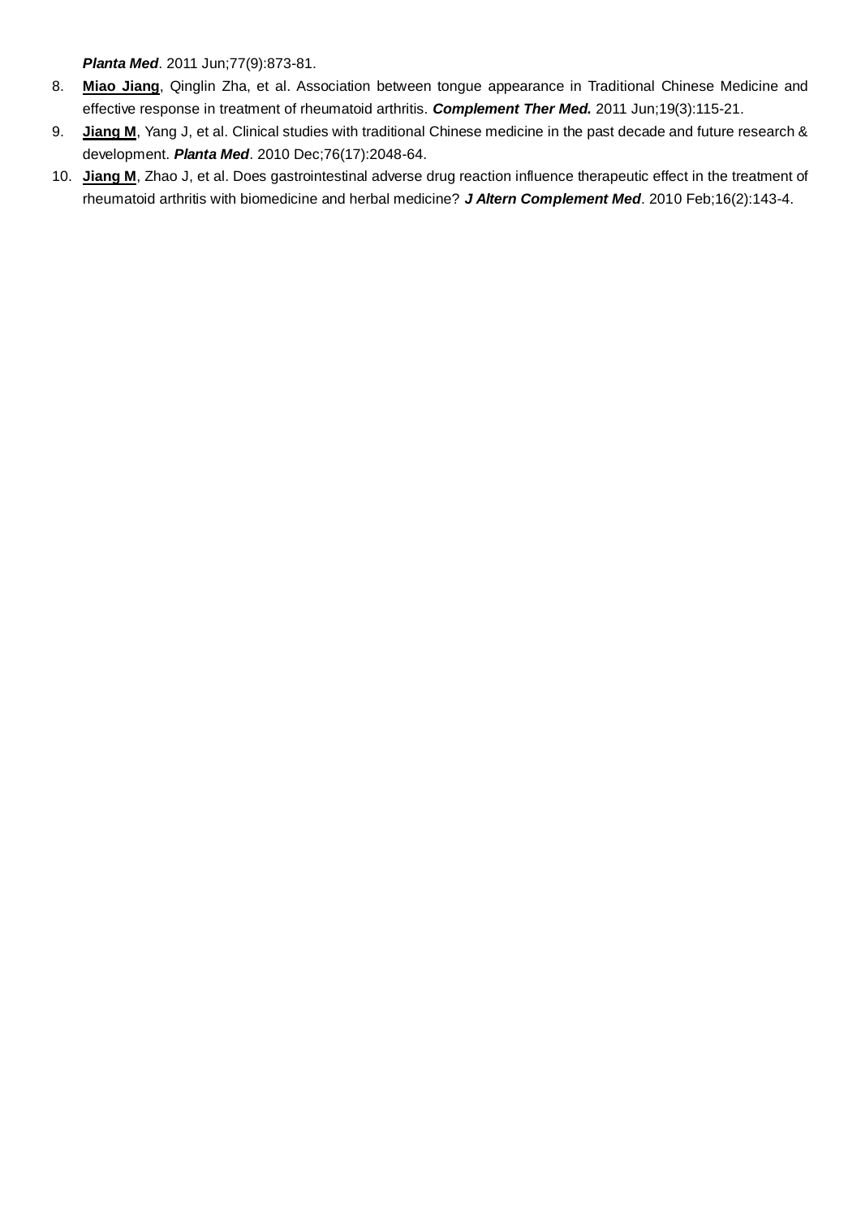*Planta Med*. 2011 Jun;77(9):873-81.

8. **Miao Jiang**, Qinglin Zha, et al. Association between tongue appearance in Traditional Chinese Medicine and effective response in treatment of rheumatoid arthritis. ***Complement Ther Med.*** 2011 Jun;19(3):115-21.
9. **Jiang M**, Yang J, et al. Clinical studies with traditional Chinese medicine in the past decade and future research & development. ***Planta Med***. 2010 Dec;76(17):2048-64.
10. **Jiang M**, Zhao J, et al. Does gastrointestinal adverse drug reaction influence therapeutic effect in the treatment of rheumatoid arthritis with biomedicine and herbal medicine? ***J Altern Complement Med***. 2010 Feb;16(2):143-4.